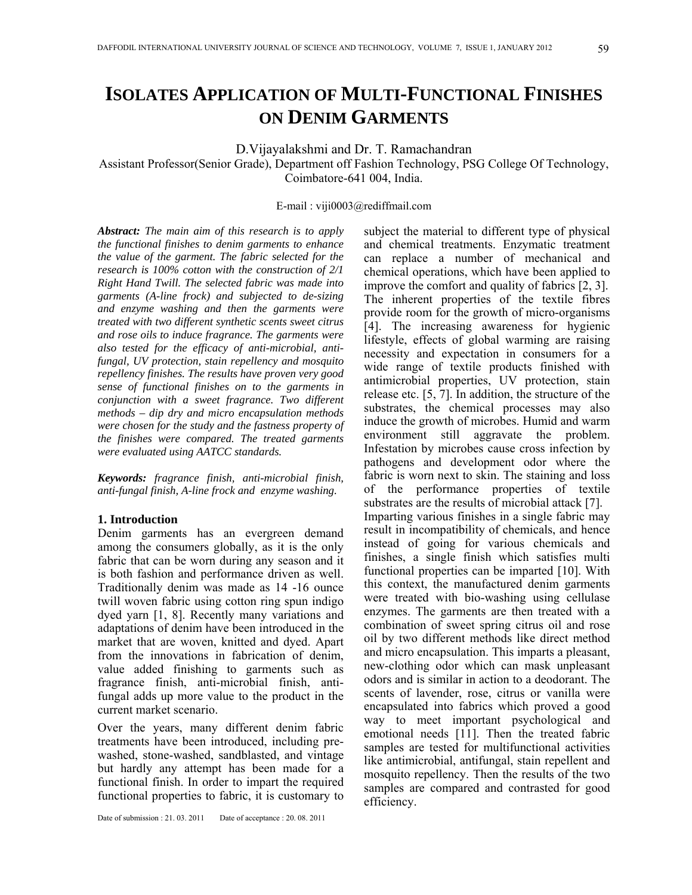# Isolates Application of Multi-Functional Finishes on Denim Garments

D.Vijayalakshmi and Dr. T. Ramachandran

Assistant Professor(Senior Grade), Department off Fashion Technology, PSG College Of Technology, Coimbatore-641 004, India.

E-mail : viji0003@rediffmail.com

***Abstract:*** *The main aim of this research is to apply the functional finishes to denim garments to enhance the value of the garment. The fabric selected for the research is 100% cotton with the construction of 2/1 Right Hand Twill. The selected fabric was made into garments (A-line frock) and subjected to de-sizing and enzyme washing and then the garments were treated with two different synthetic scents sweet citrus and rose oils to induce fragrance. The garments were also tested for the efficacy of anti-microbial, anti-fungal, UV protection, stain repellency and mosquito repellency finishes. The results have proven very good sense of functional finishes on to the garments in conjunction with a sweet fragrance. Two different methods – dip dry and micro encapsulation methods were chosen for the study and the fastness property of the finishes were compared. The treated garments were evaluated using AATCC standards.*

***Keywords:*** *fragrance finish, anti-microbial finish, anti-fungal finish, A-line frock and enzyme washing.*

## 1. Introduction

Denim garments has an evergreen demand among the consumers globally, as it is the only fabric that can be worn during any season and it is both fashion and performance driven as well. Traditionally denim was made as 14 -16 ounce twill woven fabric using cotton ring spun indigo dyed yarn [1, 8]. Recently many variations and adaptations of denim have been introduced in the market that are woven, knitted and dyed. Apart from the innovations in fabrication of denim, value added finishing to garments such as fragrance finish, anti-microbial finish, anti-fungal adds up more value to the product in the current market scenario.

Over the years, many different denim fabric treatments have been introduced, including pre-washed, stone-washed, sandblasted, and vintage but hardly any attempt has been made for a functional finish. In order to impart the required functional properties to fabric, it is customary to subject the material to different type of physical and chemical treatments. Enzymatic treatment can replace a number of mechanical and chemical operations, which have been applied to improve the comfort and quality of fabrics [2, 3]. The inherent properties of the textile fibres provide room for the growth of micro-organisms [4]. The increasing awareness for hygienic lifestyle, effects of global warming are raising necessity and expectation in consumers for a wide range of textile products finished with antimicrobial properties, UV protection, stain release etc. [5, 7]. In addition, the structure of the substrates, the chemical processes may also induce the growth of microbes. Humid and warm environment still aggravate the problem. Infestation by microbes cause cross infection by pathogens and development odor where the fabric is worn next to skin. The staining and loss of the performance properties of textile substrates are the results of microbial attack [7]. Imparting various finishes in a single fabric may result in incompatibility of chemicals, and hence instead of going for various chemicals and finishes, a single finish which satisfies multi functional properties can be imparted [10]. With this context, the manufactured denim garments were treated with bio-washing using cellulase enzymes. The garments are then treated with a combination of sweet spring citrus oil and rose oil by two different methods like direct method and micro encapsulation. This imparts a pleasant, new-clothing odor which can mask unpleasant odors and is similar in action to a deodorant. The scents of lavender, rose, citrus or vanilla were encapsulated into fabrics which proved a good way to meet important psychological and emotional needs [11]. Then the treated fabric samples are tested for multifunctional activities like antimicrobial, antifungal, stain repellent and mosquito repellency. Then the results of the two samples are compared and contrasted for good efficiency.

Date of submission : 21. 03. 2011 Date of acceptance : 20. 08. 2011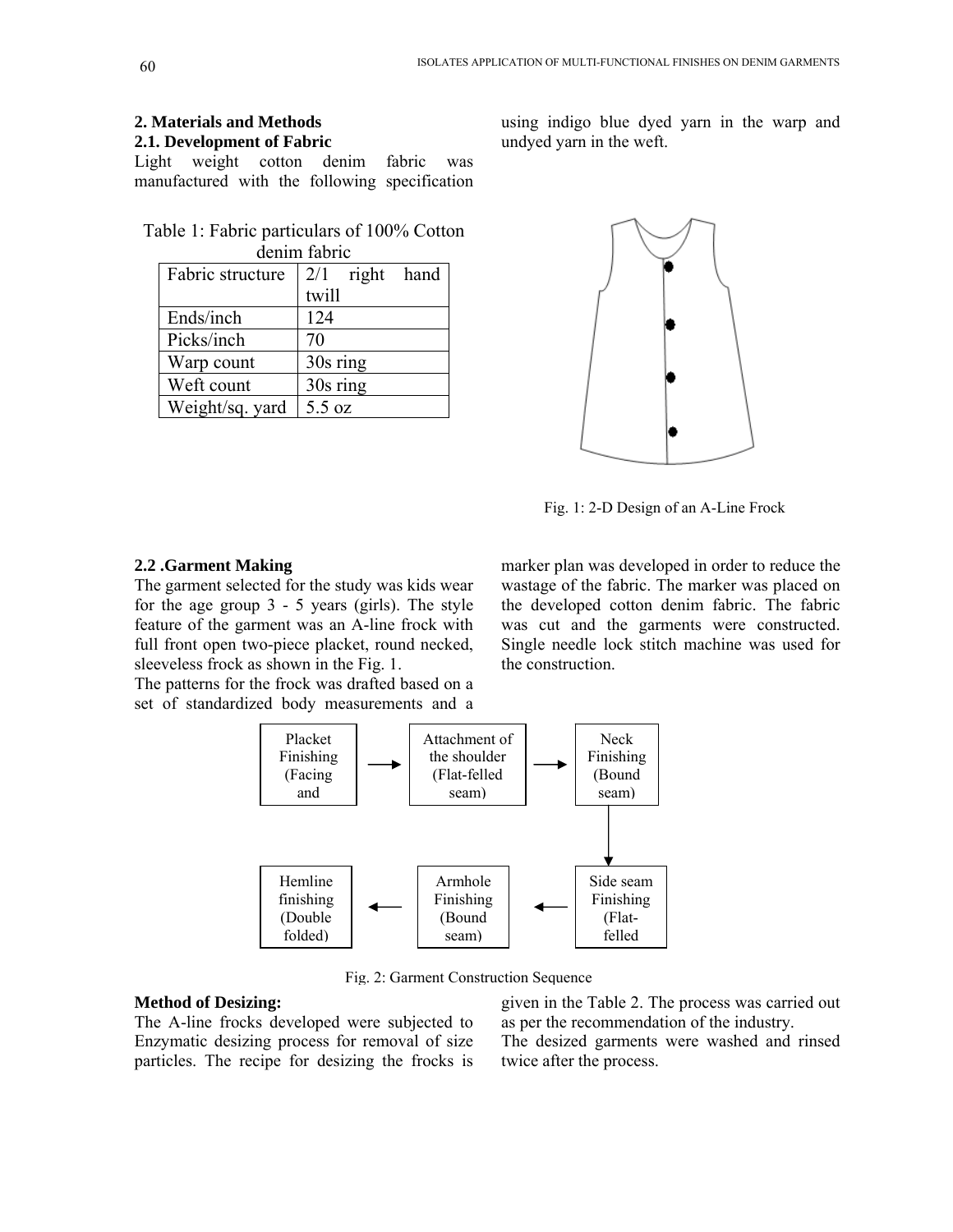## 2. Materials and Methods

### 2.1. Development of Fabric

Light weight cotton denim fabric was manufactured with the following specification using indigo blue dyed yarn in the warp and undyed yarn in the weft.

Table 1: Fabric particulars of 100% Cotton denim fabric

| Fabric structure | 2/1 right hand twill |
|---|---|
| Ends/inch | 124 |
| Picks/inch | 70 |
| Warp count | 30s ring |
| Weft count | 30s ring |
| Weight/sq. yard | 5.5 oz |

Fig. 1: 2-D Design of an A-Line Frock

### 2.2 .Garment Making

The garment selected for the study was kids wear for the age group 3 - 5 years (girls). The style feature of the garment was an A-line frock with full front open two-piece placket, round necked, sleeveless frock as shown in the Fig. 1.

The patterns for the frock was drafted based on a set of standardized body measurements and a marker plan was developed in order to reduce the wastage of the fabric. The marker was placed on the developed cotton denim fabric. The fabric was cut and the garments were constructed. Single needle lock stitch machine was used for the construction.

Placket Finishing (Facing and → Attachment of the shoulder (Flat-felled seam) → Neck Finishing (Bound seam) → Side seam Finishing (Flat-felled → Armhole Finishing (Bound seam) → Hemline finishing (Double folded)

Fig. 2: Garment Construction Sequence

**Method of Desizing:**

The A-line frocks developed were subjected to Enzymatic desizing process for removal of size particles. The recipe for desizing the frocks is given in the Table 2. The process was carried out as per the recommendation of the industry.

The desized garments were washed and rinsed twice after the process.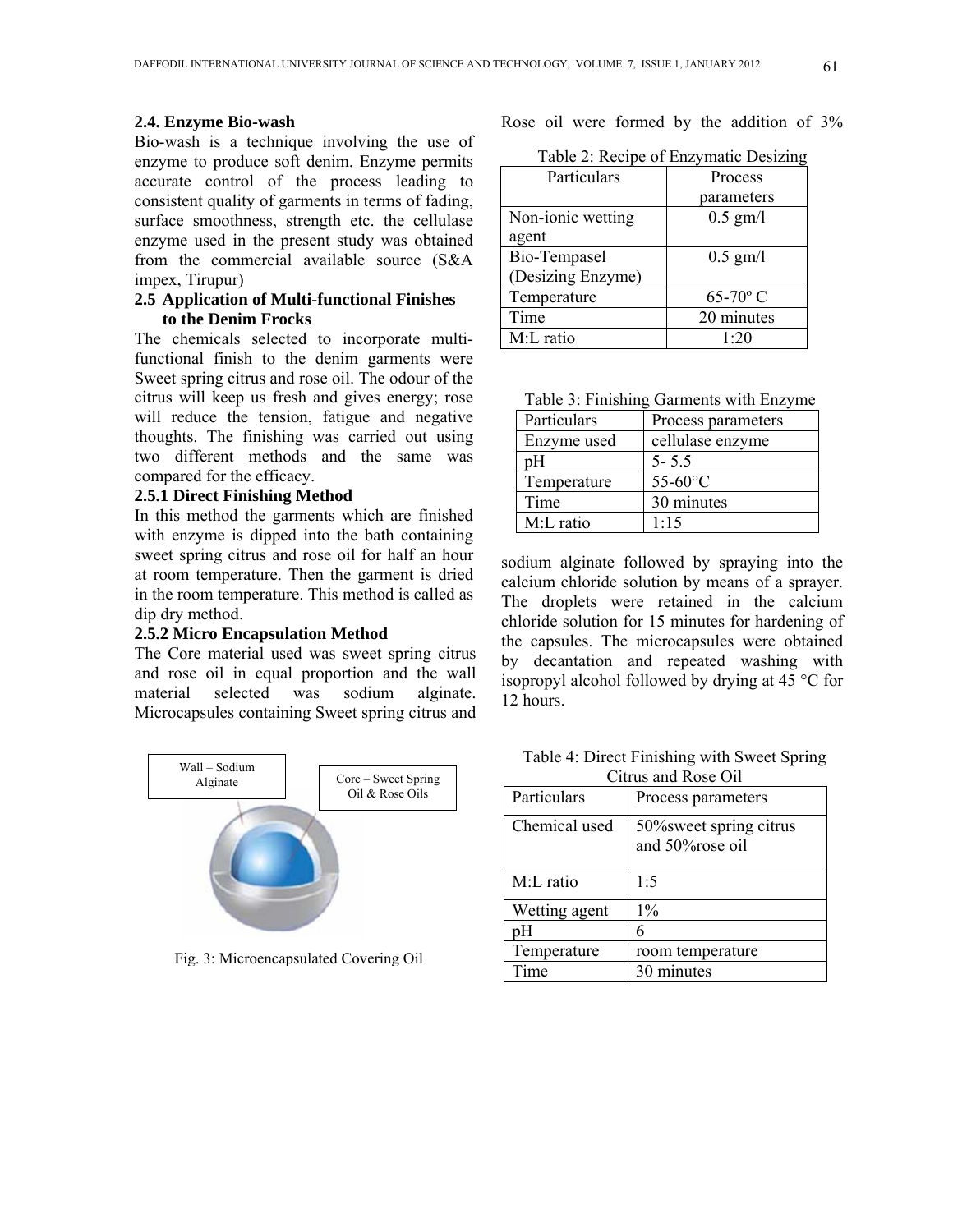### 2.4. Enzyme Bio-wash

Bio-wash is a technique involving the use of enzyme to produce soft denim. Enzyme permits accurate control of the process leading to consistent quality of garments in terms of fading, surface smoothness, strength etc. the cellulase enzyme used in the present study was obtained from the commercial available source (S&A impex, Tirupur)

### 2.5 Application of Multi-functional Finishes to the Denim Frocks

The chemicals selected to incorporate multi-functional finish to the denim garments were Sweet spring citrus and rose oil. The odour of the citrus will keep us fresh and gives energy; rose will reduce the tension, fatigue and negative thoughts. The finishing was carried out using two different methods and the same was compared for the efficacy.

#### 2.5.1 Direct Finishing Method

In this method the garments which are finished with enzyme is dipped into the bath containing sweet spring citrus and rose oil for half an hour at room temperature. Then the garment is dried in the room temperature. This method is called as dip dry method.

#### 2.5.2 Micro Encapsulation Method

The Core material used was sweet spring citrus and rose oil in equal proportion and the wall material selected was sodium alginate. Microcapsules containing Sweet spring citrus and Rose oil were formed by the addition of 3% sodium alginate followed by spraying into the calcium chloride solution by means of a sprayer. The droplets were retained in the calcium chloride solution for 15 minutes for hardening of the capsules. The microcapsules were obtained by decantation and repeated washing with isopropyl alcohol followed by drying at 45 °C for 12 hours.

Wall – Sodium Alginate

Core – Sweet Spring Oil & Rose Oils

Fig. 3: Microencapsulated Covering Oil

Table 2: Recipe of Enzymatic Desizing

| Particulars | Process parameters |
|---|---|
| Non-ionic wetting agent | 0.5 gm/l |
| Bio-Tempasel (Desizing Enzyme) | 0.5 gm/l |
| Temperature | 65-70º C |
| Time | 20 minutes |
| M:L ratio | 1:20 |

Table 3: Finishing Garments with Enzyme

| Particulars | Process parameters |
|---|---|
| Enzyme used | cellulase enzyme |
| pH | 5- 5.5 |
| Temperature | 55-60°C |
| Time | 30 minutes |
| M:L ratio | 1:15 |

Table 4: Direct Finishing with Sweet Spring Citrus and Rose Oil

| Particulars | Process parameters |
|---|---|
| Chemical used | 50%sweet spring citrus and 50%rose oil |
| M:L ratio | 1:5 |
| Wetting agent | 1% |
| pH | 6 |
| Temperature | room temperature |
| Time | 30 minutes |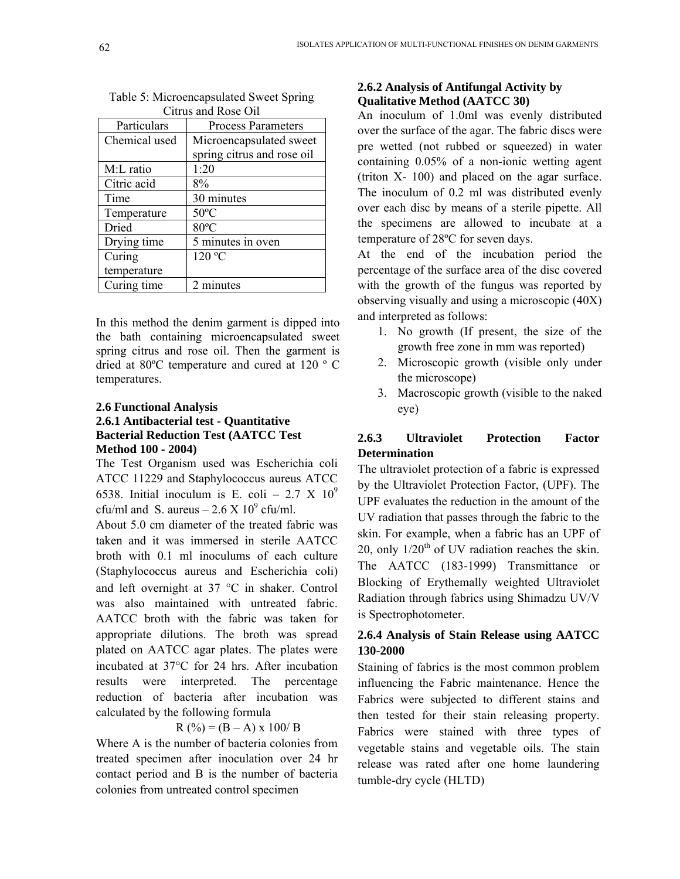Table 5: Microencapsulated Sweet Spring Citrus and Rose Oil

| Particulars | Process Parameters |
|---|---|
| Chemical used | Microencapsulated sweet spring citrus and rose oil |
| M:L ratio | 1:20 |
| Citric acid | 8% |
| Time | 30 minutes |
| Temperature | 50ºC |
| Dried | 80ºC |
| Drying time | 5 minutes in oven |
| Curing temperature | 120 ºC |
| Curing time | 2 minutes |

In this method the denim garment is dipped into the bath containing microencapsulated sweet spring citrus and rose oil. Then the garment is dried at 80ºC temperature and cured at 120 º C temperatures.

## 2.6 Functional Analysis

### 2.6.1 Antibacterial test - Quantitative Bacterial Reduction Test (AATCC Test Method 100 - 2004)

The Test Organism used was Escherichia coli ATCC 11229 and Staphylococcus aureus ATCC 6538. Initial inoculum is E. coli – $2.7 \times 10^9$ cfu/ml and S. aureus – $2.6 \times 10^9$ cfu/ml.

About 5.0 cm diameter of the treated fabric was taken and it was immersed in sterile AATCC broth with 0.1 ml inoculums of each culture (Staphylococcus aureus and Escherichia coli) and left overnight at 37 °C in shaker. Control was also maintained with untreated fabric. AATCC broth with the fabric was taken for appropriate dilutions. The broth was spread plated on AATCC agar plates. The plates were incubated at 37°C for 24 hrs. After incubation results were interpreted. The percentage reduction of bacteria after incubation was calculated by the following formula

$$R (\%) = (B – A) \times 100/ B$$

Where A is the number of bacteria colonies from treated specimen after inoculation over 24 hr contact period and B is the number of bacteria colonies from untreated control specimen

### 2.6.2 Analysis of Antifungal Activity by Qualitative Method (AATCC 30)

An inoculum of 1.0ml was evenly distributed over the surface of the agar. The fabric discs were pre wetted (not rubbed or squeezed) in water containing 0.05% of a non-ionic wetting agent (triton X- 100) and placed on the agar surface. The inoculum of 0.2 ml was distributed evenly over each disc by means of a sterile pipette. All the specimens are allowed to incubate at a temperature of 28ºC for seven days.

At the end of the incubation period the percentage of the surface area of the disc covered with the growth of the fungus was reported by observing visually and using a microscopic (40X) and interpreted as follows:

1. No growth (If present, the size of the growth free zone in mm was reported)
2. Microscopic growth (visible only under the microscope)
3. Macroscopic growth (visible to the naked eye)

### 2.6.3 Ultraviolet Protection Factor Determination

The ultraviolet protection of a fabric is expressed by the Ultraviolet Protection Factor, (UPF). The UPF evaluates the reduction in the amount of the UV radiation that passes through the fabric to the skin. For example, when a fabric has an UPF of 20, only 1/20$^{th}$ of UV radiation reaches the skin. The AATCC (183-1999) Transmittance or Blocking of Erythemally weighted Ultraviolet Radiation through fabrics using Shimadzu UV/V is Spectrophotometer.

### 2.6.4 Analysis of Stain Release using AATCC 130-2000

Staining of fabrics is the most common problem influencing the Fabric maintenance. Hence the Fabrics were subjected to different stains and then tested for their stain releasing property. Fabrics were stained with three types of vegetable stains and vegetable oils. The stain release was rated after one home laundering tumble-dry cycle (HLTD)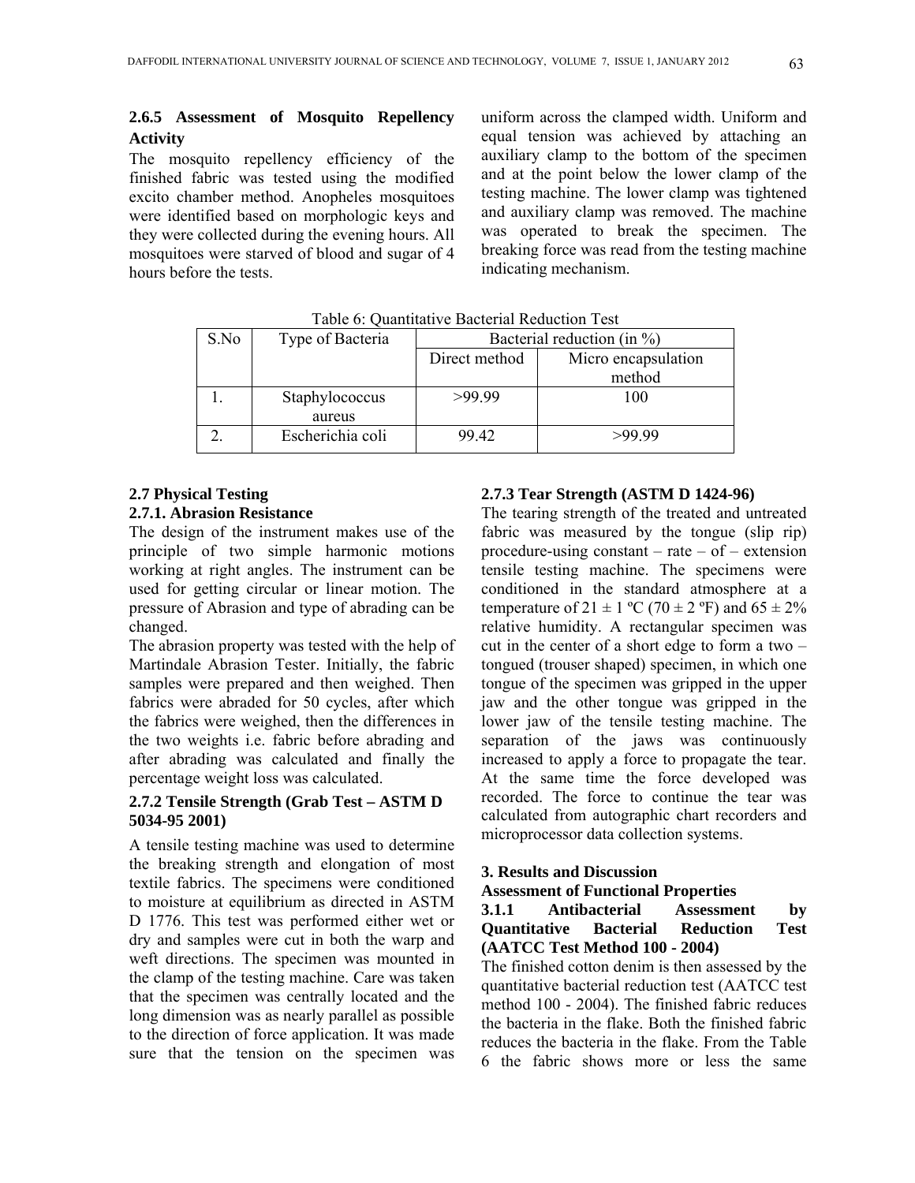### 2.6.5 Assessment of Mosquito Repellency Activity

The mosquito repellency efficiency of the finished fabric was tested using the modified excito chamber method. Anopheles mosquitoes were identified based on morphologic keys and they were collected during the evening hours. All mosquitoes were starved of blood and sugar of 4 hours before the tests.

Table 6: Quantitative Bacterial Reduction Test

| S.No | Type of Bacteria | Bacterial reduction (in %) | |
|---|---|---|---|
| | | Direct method | Micro encapsulation method |
| 1. | Staphylococcus aureus | >99.99 | 100 |
| 2. | Escherichia coli | 99.42 | >99.99 |

## 2.7 Physical Testing

### 2.7.1. Abrasion Resistance

The design of the instrument makes use of the principle of two simple harmonic motions working at right angles. The instrument can be used for getting circular or linear motion. The pressure of Abrasion and type of abrading can be changed.

The abrasion property was tested with the help of Martindale Abrasion Tester. Initially, the fabric samples were prepared and then weighed. Then fabrics were abraded for 50 cycles, after which the fabrics were weighed, then the differences in the two weights i.e. fabric before abrading and after abrading was calculated and finally the percentage weight loss was calculated.

### 2.7.2 Tensile Strength (Grab Test – ASTM D 5034-95 2001)

A tensile testing machine was used to determine the breaking strength and elongation of most textile fabrics. The specimens were conditioned to moisture at equilibrium as directed in ASTM D 1776. This test was performed either wet or dry and samples were cut in both the warp and weft directions. The specimen was mounted in the clamp of the testing machine. Care was taken that the specimen was centrally located and the long dimension was as nearly parallel as possible to the direction of force application. It was made sure that the tension on the specimen was uniform across the clamped width. Uniform and equal tension was achieved by attaching an auxiliary clamp to the bottom of the specimen and at the point below the lower clamp of the testing machine. The lower clamp was tightened and auxiliary clamp was removed. The machine was operated to break the specimen. The breaking force was read from the testing machine indicating mechanism.

### 2.7.3 Tear Strength (ASTM D 1424-96)

The tearing strength of the treated and untreated fabric was measured by the tongue (slip rip) procedure-using constant – rate – of – extension tensile testing machine. The specimens were conditioned in the standard atmosphere at a temperature of 21 ± 1 ºC (70 ± 2 ºF) and 65 ± 2% relative humidity. A rectangular specimen was cut in the center of a short edge to form a two – tongued (trouser shaped) specimen, in which one tongue of the specimen was gripped in the upper jaw and the other tongue was gripped in the lower jaw of the tensile testing machine. The separation of the jaws was continuously increased to apply a force to propagate the tear. At the same time the force developed was recorded. The force to continue the tear was calculated from autographic chart recorders and microprocessor data collection systems.

## 3. Results and Discussion

### Assessment of Functional Properties

### 3.1.1 Antibacterial Assessment by Quantitative Bacterial Reduction Test (AATCC Test Method 100 - 2004)

The finished cotton denim is then assessed by the quantitative bacterial reduction test (AATCC test method 100 - 2004). The finished fabric reduces the bacteria in the flake. Both the finished fabric reduces the bacteria in the flake. From the Table 6 the fabric shows more or less the same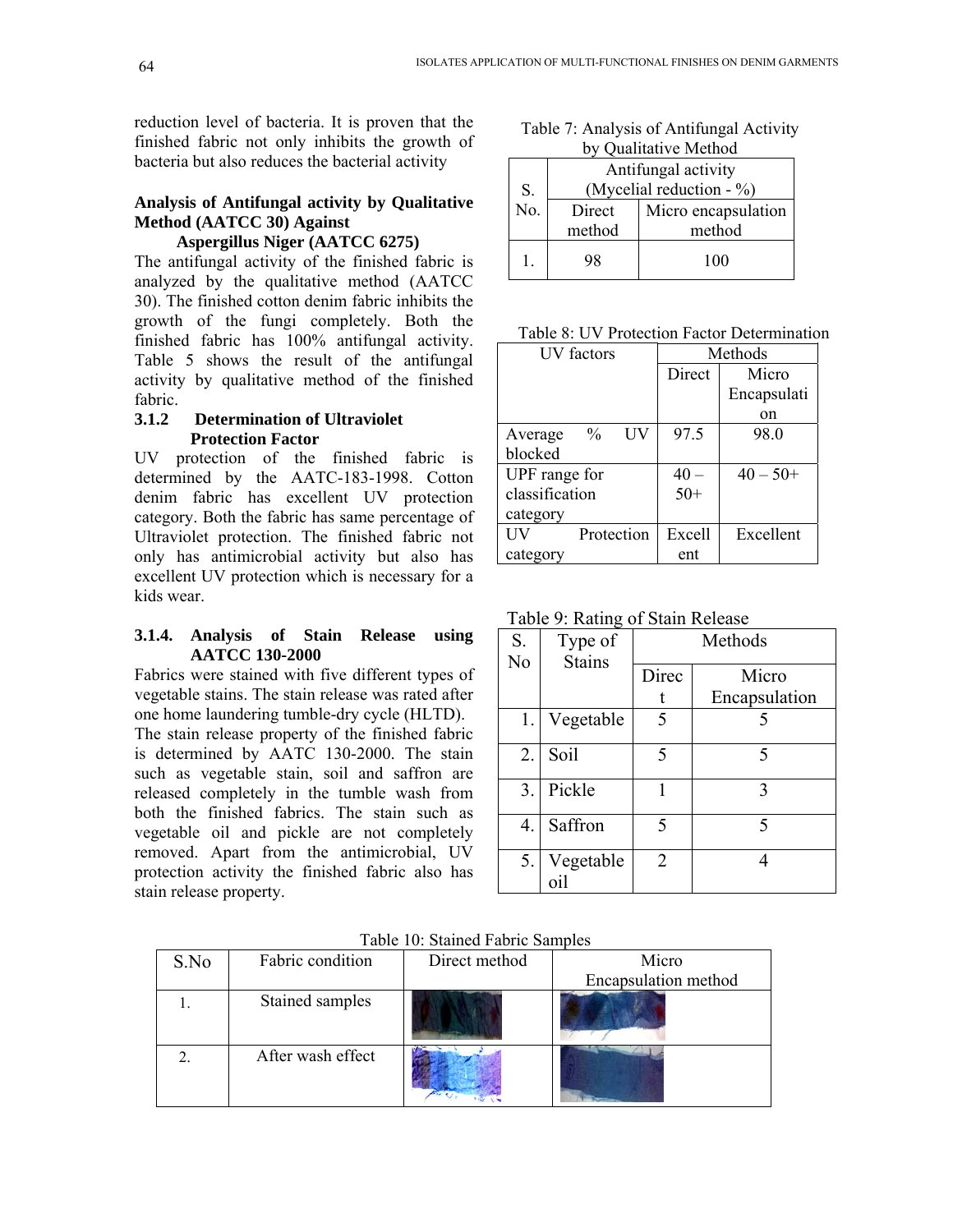reduction level of bacteria. It is proven that the finished fabric not only inhibits the growth of bacteria but also reduces the bacterial activity

**Analysis of Antifungal activity by Qualitative Method (AATCC 30) Against Aspergillus Niger (AATCC 6275)**

The antifungal activity of the finished fabric is analyzed by the qualitative method (AATCC 30). The finished cotton denim fabric inhibits the growth of the fungi completely. Both the finished fabric has 100% antifungal activity. Table 5 shows the result of the antifungal activity by qualitative method of the finished fabric.

### 3.1.2 Determination of Ultraviolet Protection Factor

UV protection of the finished fabric is determined by the AATC-183-1998. Cotton denim fabric has excellent UV protection category. Both the fabric has same percentage of Ultraviolet protection. The finished fabric not only has antimicrobial activity but also has excellent UV protection which is necessary for a kids wear.

### 3.1.4. Analysis of Stain Release using AATCC 130-2000

Fabrics were stained with five different types of vegetable stains. The stain release was rated after one home laundering tumble-dry cycle (HLTD).
The stain release property of the finished fabric is determined by AATC 130-2000. The stain such as vegetable stain, soil and saffron are released completely in the tumble wash from both the finished fabrics. The stain such as vegetable oil and pickle are not completely removed. Apart from the antimicrobial, UV protection activity the finished fabric also has stain release property.

Table 7: Analysis of Antifungal Activity by Qualitative Method

| S. No. | Antifungal activity (Mycelial reduction - %) | |
|---|---|---|
| | Direct method | Micro encapsulation method |
| 1. | 98 | 100 |

Table 8: UV Protection Factor Determination

| UV factors | Methods | |
|---|---|---|
| | Direct | Micro Encapsulation |
| Average % UV blocked | 97.5 | 98.0 |
| UPF range for classification category | 40 – 50+ | 40 – 50+ |
| UV Protection category | Excellent | Excellent |

Table 9: Rating of Stain Release

| S. No | Type of Stains | Methods | |
|---|---|---|---|
| | | Direct | Micro Encapsulation |
| 1. | Vegetable | 5 | 5 |
| 2. | Soil | 5 | 5 |
| 3. | Pickle | 1 | 3 |
| 4. | Saffron | 5 | 5 |
| 5. | Vegetable oil | 2 | 4 |

Table 10: Stained Fabric Samples

| S.No | Fabric condition | Direct method | Micro Encapsulation method |
|---|---|---|---|
| 1. | Stained samples | | |
| 2. | After wash effect | | |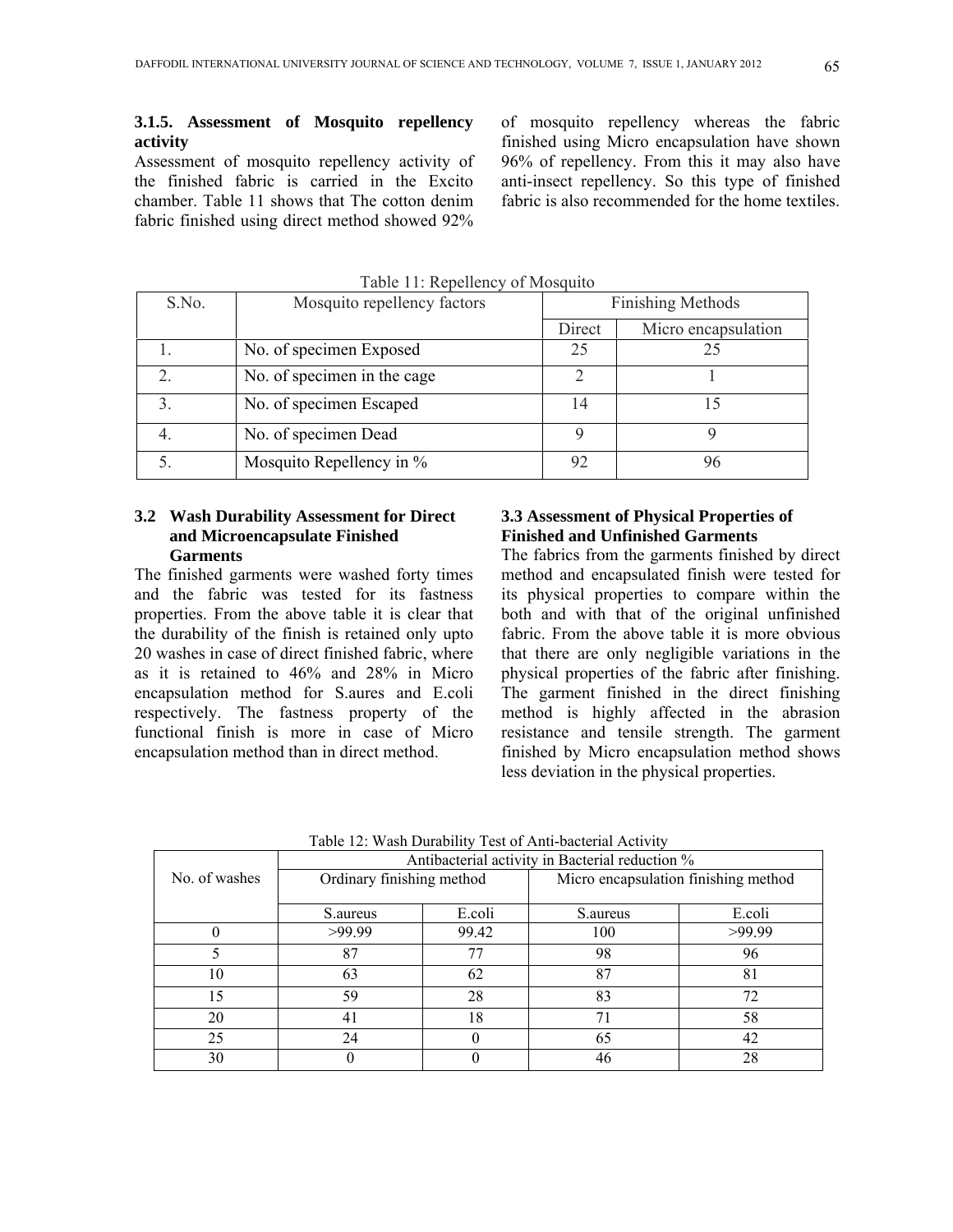### 3.1.5. Assessment of Mosquito repellency activity

Assessment of mosquito repellency activity of the finished fabric is carried in the Excito chamber. Table 11 shows that The cotton denim fabric finished using direct method showed 92% of mosquito repellency whereas the fabric finished using Micro encapsulation have shown 96% of repellency. From this it may also have anti-insect repellency. So this type of finished fabric is also recommended for the home textiles.

Table 11: Repellency of Mosquito

| S.No. | Mosquito repellency factors | Finishing Methods | |
|---|---|---|---|
| | | Direct | Micro encapsulation |
| 1. | No. of specimen Exposed | 25 | 25 |
| 2. | No. of specimen in the cage | 2 | 1 |
| 3. | No. of specimen Escaped | 14 | 15 |
| 4. | No. of specimen Dead | 9 | 9 |
| 5. | Mosquito Repellency in % | 92 | 96 |

## 3.2 Wash Durability Assessment for Direct and Microencapsulate Finished Garments

The finished garments were washed forty times and the fabric was tested for its fastness properties. From the above table it is clear that the durability of the finish is retained only upto 20 washes in case of direct finished fabric, where as it is retained to 46% and 28% in Micro encapsulation method for S.aures and E.coli respectively. The fastness property of the functional finish is more in case of Micro encapsulation method than in direct method.

## 3.3 Assessment of Physical Properties of Finished and Unfinished Garments

The fabrics from the garments finished by direct method and encapsulated finish were tested for its physical properties to compare within the both and with that of the original unfinished fabric. From the above table it is more obvious that there are only negligible variations in the physical properties of the fabric after finishing. The garment finished in the direct finishing method is highly affected in the abrasion resistance and tensile strength. The garment finished by Micro encapsulation method shows less deviation in the physical properties.

Table 12: Wash Durability Test of Anti-bacterial Activity

| No. of washes | Antibacterial activity in Bacterial reduction % | | | |
|---|---|---|---|---|
| | Ordinary finishing method | | Micro encapsulation finishing method | |
| | S.aureus | E.coli | S.aureus | E.coli |
| 0 | >99.99 | 99.42 | 100 | >99.99 |
| 5 | 87 | 77 | 98 | 96 |
| 10 | 63 | 62 | 87 | 81 |
| 15 | 59 | 28 | 83 | 72 |
| 20 | 41 | 18 | 71 | 58 |
| 25 | 24 | 0 | 65 | 42 |
| 30 | 0 | 0 | 46 | 28 |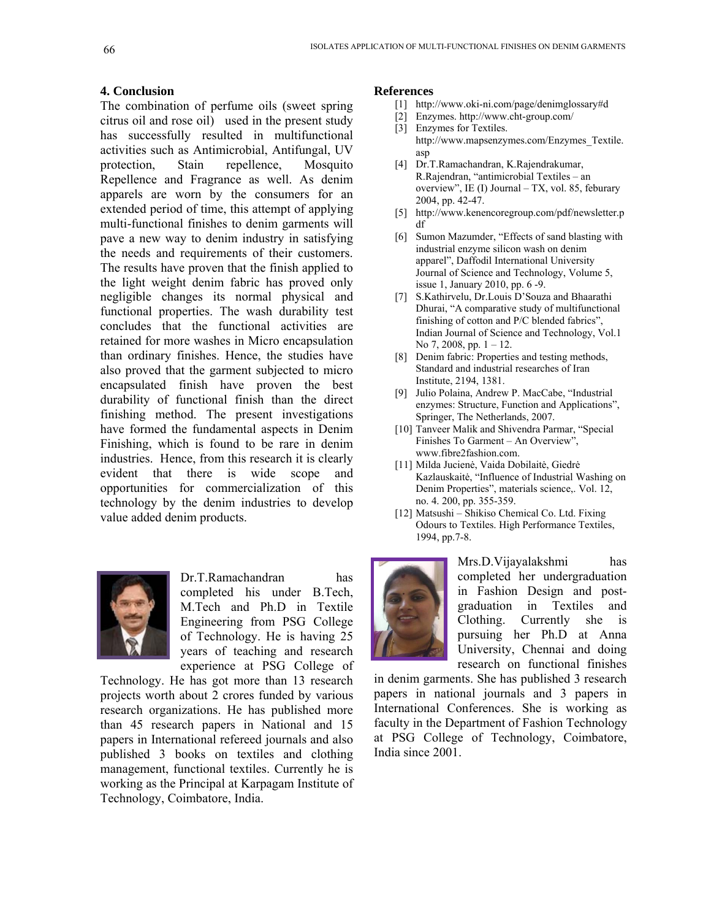## 4. Conclusion

The combination of perfume oils (sweet spring citrus oil and rose oil) used in the present study has successfully resulted in multifunctional activities such as Antimicrobial, Antifungal, UV protection, Stain repellence, Mosquito Repellence and Fragrance as well. As denim apparels are worn by the consumers for an extended period of time, this attempt of applying multi-functional finishes to denim garments will pave a new way to denim industry in satisfying the needs and requirements of their customers. The results have proven that the finish applied to the light weight denim fabric has proved only negligible changes its normal physical and functional properties. The wash durability test concludes that the functional activities are retained for more washes in Micro encapsulation than ordinary finishes. Hence, the studies have also proved that the garment subjected to micro encapsulated finish have proven the best durability of functional finish than the direct finishing method. The present investigations have formed the fundamental aspects in Denim Finishing, which is found to be rare in denim industries. Hence, from this research it is clearly evident that there is wide scope and opportunities for commercialization of this technology by the denim industries to develop value added denim products.

## References

[1] http://www.oki-ni.com/page/denimglossary#d

[2] Enzymes. http://www.cht-group.com/

[3] Enzymes for Textiles. http://www.mapsenzymes.com/Enzymes_Textile.asp

[4] Dr.T.Ramachandran, K.Rajendrakumar, R.Rajendran, "antimicrobial Textiles – an overview", IE (I) Journal – TX, vol. 85, feburary 2004, pp. 42-47.

[5] http://www.kenencoregroup.com/pdf/newsletter.pdf

[6] Sumon Mazumder, "Effects of sand blasting with industrial enzyme silicon wash on denim apparel", Daffodil International University Journal of Science and Technology, Volume 5, issue 1, January 2010, pp. 6 -9.

[7] S.Kathirvelu, Dr.Louis D'Souza and Bhaarathi Dhurai, "A comparative study of multifunctional finishing of cotton and P/C blended fabrics", Indian Journal of Science and Technology, Vol.1 No 7, 2008, pp. 1 – 12.

[8] Denim fabric: Properties and testing methods, Standard and industrial researches of Iran Institute, 2194, 1381.

[9] Julio Polaina, Andrew P. MacCabe, "Industrial enzymes: Structure, Function and Applications", Springer, The Netherlands, 2007.

[10] Tanveer Malik and Shivendra Parmar, "Special Finishes To Garment – An Overview", www.fibre2fashion.com.

[11] Milda Jucienė, Vaida Dobilaitė, Giedrė Kazlauskaitė, "Influence of Industrial Washing on Denim Properties", materials science,. Vol. 12, no. 4. 200, pp. 355-359.

[12] Matsushi – Shikiso Chemical Co. Ltd. Fixing Odours to Textiles. High Performance Textiles, 1994, pp.7-8.

Dr.T.Ramachandran has completed his under B.Tech, M.Tech and Ph.D in Textile Engineering from PSG College of Technology. He is having 25 years of teaching and research experience at PSG College of Technology. He has got more than 13 research projects worth about 2 crores funded by various research organizations. He has published more than 45 research papers in National and 15 papers in International refereed journals and also published 3 books on textiles and clothing management, functional textiles. Currently he is working as the Principal at Karpagam Institute of Technology, Coimbatore, India.

Mrs.D.Vijayalakshmi has completed her undergraduation in Fashion Design and post-graduation in Textiles and Clothing. Currently she is pursuing her Ph.D at Anna University, Chennai and doing research on functional finishes in denim garments. She has published 3 research papers in national journals and 3 papers in International Conferences. She is working as faculty in the Department of Fashion Technology at PSG College of Technology, Coimbatore, India since 2001.